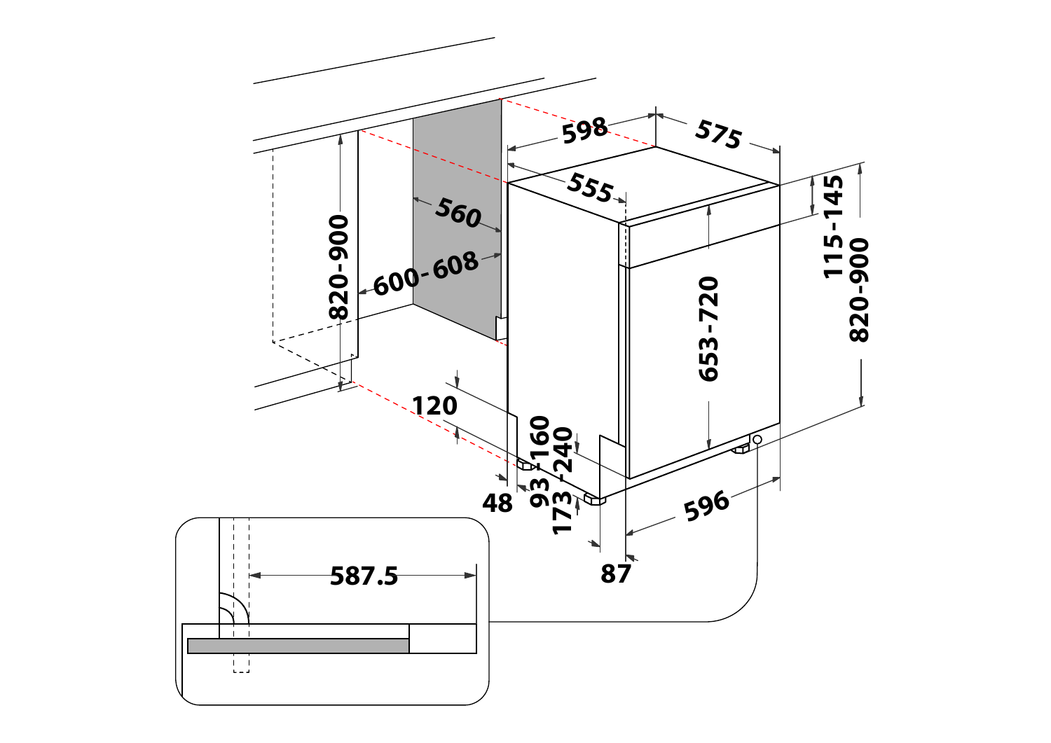598

575

555

560

600-608

820-900

115-145

820-900

653-720

120

93-160

173-240

48

596

87

587.5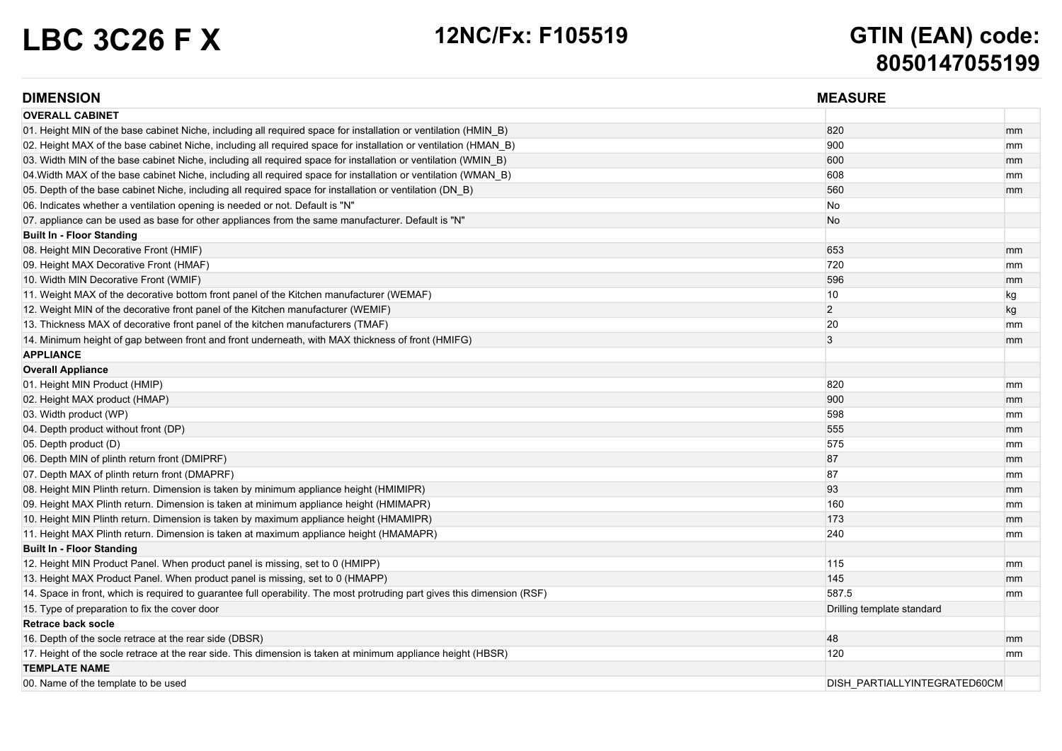# LBC 3C26 F X

## 12NC/Fx: F105519

## GTIN (EAN) code: 8050147055199

| DIMENSION | MEASURE | |
|---|---|---|
| **OVERALL CABINET** | | |
| 01. Height MIN of the base cabinet Niche, including all required space for installation or ventilation (HMIN_B) | 820 | mm |
| 02. Height MAX of the base cabinet Niche, including all required space for installation or ventilation (HMAN_B) | 900 | mm |
| 03. Width MIN of the base cabinet Niche, including all required space for installation or ventilation (WMIN_B) | 600 | mm |
| 04.Width MAX of the base cabinet Niche, including all required space for installation or ventilation (WMAN_B) | 608 | mm |
| 05. Depth of the base cabinet Niche, including all required space for installation or ventilation (DN_B) | 560 | mm |
| 06. Indicates whether a ventilation opening is needed or not. Default is "N" | No | |
| 07. appliance can be used as base for other appliances from the same manufacturer. Default is "N" | No | |
| **Built In - Floor Standing** | | |
| 08. Height MIN Decorative Front (HMIF) | 653 | mm |
| 09. Height MAX Decorative Front (HMAF) | 720 | mm |
| 10. Width MIN Decorative Front (WMIF) | 596 | mm |
| 11. Weight MAX of the decorative bottom front panel of the Kitchen manufacturer (WEMAF) | 10 | kg |
| 12. Weight MIN of the decorative front panel of the Kitchen manufacturer (WEMIF) | 2 | kg |
| 13. Thickness MAX of decorative front panel of the kitchen manufacturers (TMAF) | 20 | mm |
| 14. Minimum height of gap between front and front underneath, with MAX thickness of front (HMIFG) | 3 | mm |
| **APPLIANCE** | | |
| **Overall Appliance** | | |
| 01. Height MIN Product (HMIP) | 820 | mm |
| 02. Height MAX product (HMAP) | 900 | mm |
| 03. Width product (WP) | 598 | mm |
| 04. Depth product without front (DP) | 555 | mm |
| 05. Depth product (D) | 575 | mm |
| 06. Depth MIN of plinth return front (DMIPRF) | 87 | mm |
| 07. Depth MAX of plinth return front (DMAPRF) | 87 | mm |
| 08. Height MIN Plinth return. Dimension is taken by minimum appliance height (HMIMIPR) | 93 | mm |
| 09. Height MAX Plinth return. Dimension is taken at minimum appliance height (HMIMAPR) | 160 | mm |
| 10. Height MIN Plinth return. Dimension is taken by maximum appliance height (HMAMIPR) | 173 | mm |
| 11. Height MAX Plinth return. Dimension is taken at maximum appliance height (HMAMAPR) | 240 | mm |
| **Built In - Floor Standing** | | |
| 12. Height MIN Product Panel. When product panel is missing, set to 0 (HMIPP) | 115 | mm |
| 13. Height MAX Product Panel. When product panel is missing, set to 0 (HMAPP) | 145 | mm |
| 14. Space in front, which is required to guarantee full operability. The most protruding part gives this dimension (RSF) | 587.5 | mm |
| 15. Type of preparation to fix the cover door | Drilling template standard | |
| **Retrace back socle** | | |
| 16. Depth of the socle retrace at the rear side (DBSR) | 48 | mm |
| 17. Height of the socle retrace at the rear side. This dimension is taken at minimum appliance height (HBSR) | 120 | mm |
| **TEMPLATE NAME** | | |
| 00. Name of the template to be used | DISH_PARTIALLYINTEGRATED60CM | |